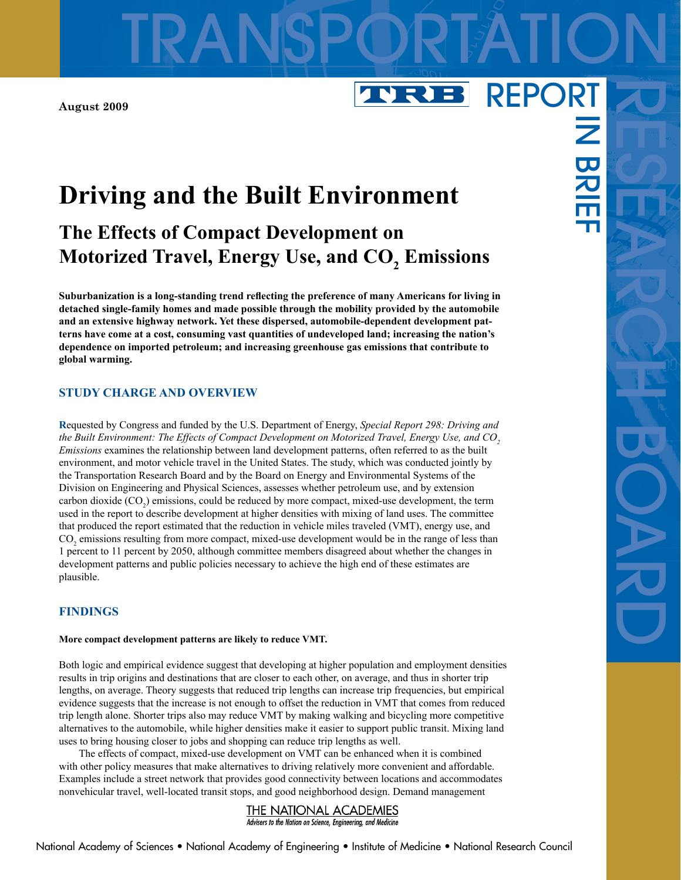August 2009

TRB REPORT IN BRIEF

# Driving and the Built Environment

## The Effects of Compact Development on Motorized Travel, Energy Use, and $CO_2$ Emissions

**Suburbanization is a long-standing trend reflecting the preference of many Americans for living in detached single-family homes and made possible through the mobility provided by the automobile and an extensive highway network. Yet these dispersed, automobile-dependent development patterns have come at a cost, consuming vast quantities of undeveloped land; increasing the nation's dependence on imported petroleum; and increasing greenhouse gas emissions that contribute to global warming.**

### STUDY CHARGE AND OVERVIEW

Requested by Congress and funded by the U.S. Department of Energy, *Special Report 298: Driving and the Built Environment: The Effects of Compact Development on Motorized Travel, Energy Use, and $CO_2$ Emissions* examines the relationship between land development patterns, often referred to as the built environment, and motor vehicle travel in the United States. The study, which was conducted jointly by the Transportation Research Board and by the Board on Energy and Environmental Systems of the Division on Engineering and Physical Sciences, assesses whether petroleum use, and by extension carbon dioxide ($CO_2$) emissions, could be reduced by more compact, mixed-use development, the term used in the report to describe development at higher densities with mixing of land uses. The committee that produced the report estimated that the reduction in vehicle miles traveled (VMT), energy use, and $CO_2$ emissions resulting from more compact, mixed-use development would be in the range of less than 1 percent to 11 percent by 2050, although committee members disagreed about whether the changes in development patterns and public policies necessary to achieve the high end of these estimates are plausible.

### FINDINGS

**More compact development patterns are likely to reduce VMT.**

Both logic and empirical evidence suggest that developing at higher population and employment densities results in trip origins and destinations that are closer to each other, on average, and thus in shorter trip lengths, on average. Theory suggests that reduced trip lengths can increase trip frequencies, but empirical evidence suggests that the increase is not enough to offset the reduction in VMT that comes from reduced trip length alone. Shorter trips also may reduce VMT by making walking and bicycling more competitive alternatives to the automobile, while higher densities make it easier to support public transit. Mixing land uses to bring housing closer to jobs and shopping can reduce trip lengths as well.

The effects of compact, mixed-use development on VMT can be enhanced when it is combined with other policy measures that make alternatives to driving relatively more convenient and affordable. Examples include a street network that provides good connectivity between locations and accommodates nonvehicular travel, well-located transit stops, and good neighborhood design. Demand management

THE NATIONAL ACADEMIES
*Advisers to the Nation on Science, Engineering, and Medicine*

National Academy of Sciences • National Academy of Engineering • Institute of Medicine • National Research Council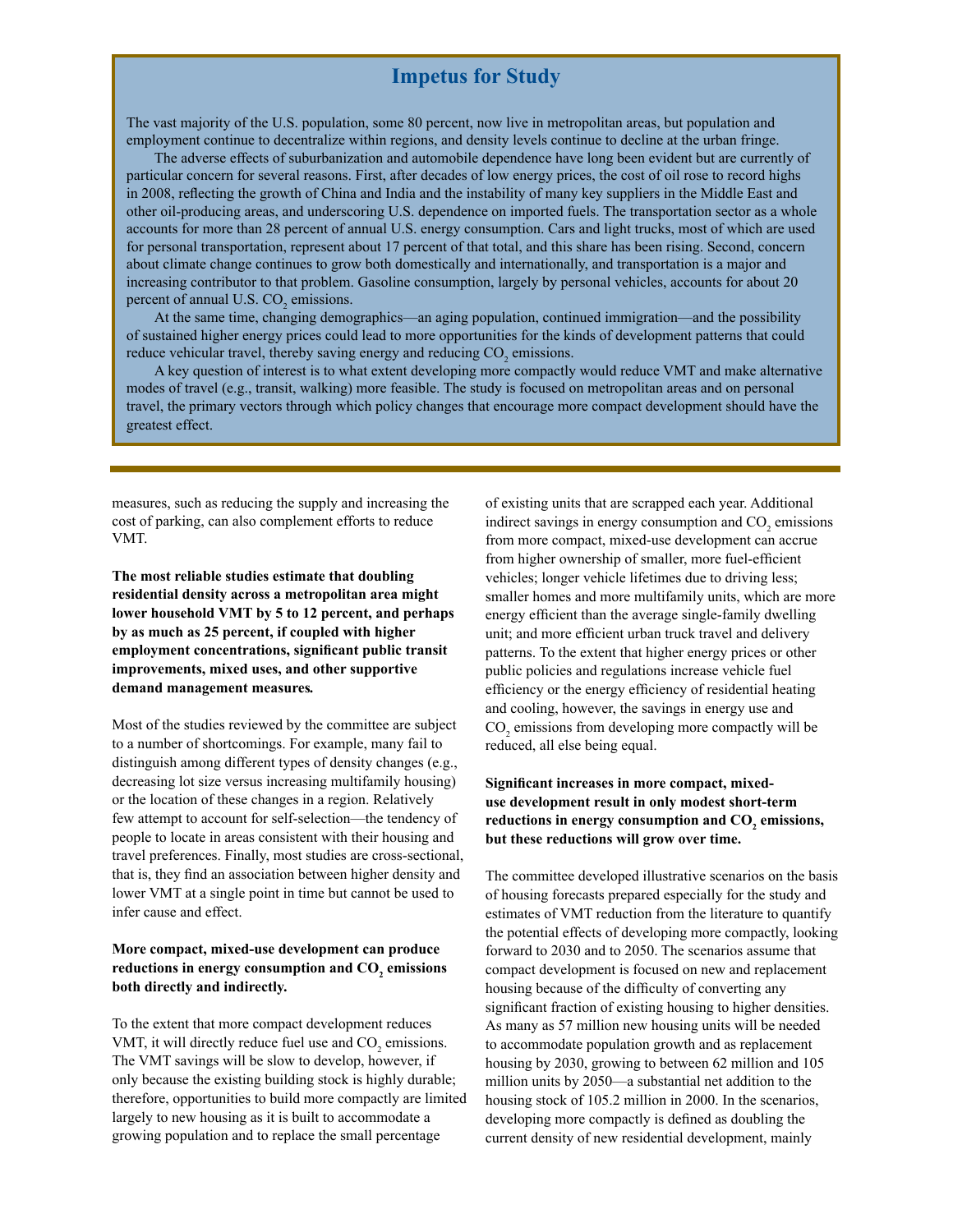## Impetus for Study

The vast majority of the U.S. population, some 80 percent, now live in metropolitan areas, but population and employment continue to decentralize within regions, and density levels continue to decline at the urban fringe.

The adverse effects of suburbanization and automobile dependence have long been evident but are currently of particular concern for several reasons. First, after decades of low energy prices, the cost of oil rose to record highs in 2008, reflecting the growth of China and India and the instability of many key suppliers in the Middle East and other oil-producing areas, and underscoring U.S. dependence on imported fuels. The transportation sector as a whole accounts for more than 28 percent of annual U.S. energy consumption. Cars and light trucks, most of which are used for personal transportation, represent about 17 percent of that total, and this share has been rising. Second, concern about climate change continues to grow both domestically and internationally, and transportation is a major and increasing contributor to that problem. Gasoline consumption, largely by personal vehicles, accounts for about 20 percent of annual U.S. $CO_2$ emissions.

At the same time, changing demographics—an aging population, continued immigration—and the possibility of sustained higher energy prices could lead to more opportunities for the kinds of development patterns that could reduce vehicular travel, thereby saving energy and reducing $CO_2$ emissions.

A key question of interest is to what extent developing more compactly would reduce VMT and make alternative modes of travel (e.g., transit, walking) more feasible. The study is focused on metropolitan areas and on personal travel, the primary vectors through which policy changes that encourage more compact development should have the greatest effect.

measures, such as reducing the supply and increasing the cost of parking, can also complement efforts to reduce VMT.

**The most reliable studies estimate that doubling residential density across a metropolitan area might lower household VMT by 5 to 12 percent, and perhaps by as much as 25 percent, if coupled with higher employment concentrations, significant public transit improvements, mixed uses, and other supportive demand management measures.**

Most of the studies reviewed by the committee are subject to a number of shortcomings. For example, many fail to distinguish among different types of density changes (e.g., decreasing lot size versus increasing multifamily housing) or the location of these changes in a region. Relatively few attempt to account for self-selection—the tendency of people to locate in areas consistent with their housing and travel preferences. Finally, most studies are cross-sectional, that is, they find an association between higher density and lower VMT at a single point in time but cannot be used to infer cause and effect.

**More compact, mixed-use development can produce reductions in energy consumption and $CO_2$ emissions both directly and indirectly.**

To the extent that more compact development reduces VMT, it will directly reduce fuel use and $CO_2$ emissions. The VMT savings will be slow to develop, however, if only because the existing building stock is highly durable; therefore, opportunities to build more compactly are limited largely to new housing as it is built to accommodate a growing population and to replace the small percentage of existing units that are scrapped each year. Additional indirect savings in energy consumption and $CO_2$ emissions from more compact, mixed-use development can accrue from higher ownership of smaller, more fuel-efficient vehicles; longer vehicle lifetimes due to driving less; smaller homes and more multifamily units, which are more energy efficient than the average single-family dwelling unit; and more efficient urban truck travel and delivery patterns. To the extent that higher energy prices or other public policies and regulations increase vehicle fuel efficiency or the energy efficiency of residential heating and cooling, however, the savings in energy use and $CO_2$ emissions from developing more compactly will be reduced, all else being equal.

**Significant increases in more compact, mixed-use development result in only modest short-term reductions in energy consumption and $CO_2$ emissions, but these reductions will grow over time.**

The committee developed illustrative scenarios on the basis of housing forecasts prepared especially for the study and estimates of VMT reduction from the literature to quantify the potential effects of developing more compactly, looking forward to 2030 and to 2050. The scenarios assume that compact development is focused on new and replacement housing because of the difficulty of converting any significant fraction of existing housing to higher densities. As many as 57 million new housing units will be needed to accommodate population growth and as replacement housing by 2030, growing to between 62 million and 105 million units by 2050—a substantial net addition to the housing stock of 105.2 million in 2000. In the scenarios, developing more compactly is defined as doubling the current density of new residential development, mainly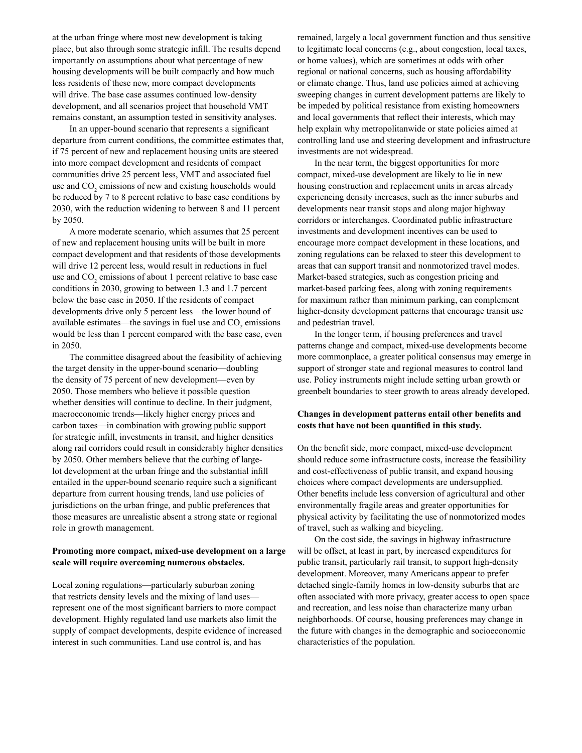at the urban fringe where most new development is taking place, but also through some strategic infill. The results depend importantly on assumptions about what percentage of new housing developments will be built compactly and how much less residents of these new, more compact developments will drive. The base case assumes continued low-density development, and all scenarios project that household VMT remains constant, an assumption tested in sensitivity analyses.

In an upper-bound scenario that represents a significant departure from current conditions, the committee estimates that, if 75 percent of new and replacement housing units are steered into more compact development and residents of compact communities drive 25 percent less, VMT and associated fuel use and $CO_2$ emissions of new and existing households would be reduced by 7 to 8 percent relative to base case conditions by 2030, with the reduction widening to between 8 and 11 percent by 2050.

A more moderate scenario, which assumes that 25 percent of new and replacement housing units will be built in more compact development and that residents of those developments will drive 12 percent less, would result in reductions in fuel use and $CO_2$ emissions of about 1 percent relative to base case conditions in 2030, growing to between 1.3 and 1.7 percent below the base case in 2050. If the residents of compact developments drive only 5 percent less—the lower bound of available estimates—the savings in fuel use and $CO_2$ emissions would be less than 1 percent compared with the base case, even in 2050.

The committee disagreed about the feasibility of achieving the target density in the upper-bound scenario—doubling the density of 75 percent of new development—even by 2050. Those members who believe it possible question whether densities will continue to decline. In their judgment, macroeconomic trends—likely higher energy prices and carbon taxes—in combination with growing public support for strategic infill, investments in transit, and higher densities along rail corridors could result in considerably higher densities by 2050. Other members believe that the curbing of large-lot development at the urban fringe and the substantial infill entailed in the upper-bound scenario require such a significant departure from current housing trends, land use policies of jurisdictions on the urban fringe, and public preferences that those measures are unrealistic absent a strong state or regional role in growth management.

**Promoting more compact, mixed-use development on a large scale will require overcoming numerous obstacles.**

Local zoning regulations—particularly suburban zoning that restricts density levels and the mixing of land uses—represent one of the most significant barriers to more compact development. Highly regulated land use markets also limit the supply of compact developments, despite evidence of increased interest in such communities. Land use control is, and has remained, largely a local government function and thus sensitive to legitimate local concerns (e.g., about congestion, local taxes, or home values), which are sometimes at odds with other regional or national concerns, such as housing affordability or climate change. Thus, land use policies aimed at achieving sweeping changes in current development patterns are likely to be impeded by political resistance from existing homeowners and local governments that reflect their interests, which may help explain why metropolitanwide or state policies aimed at controlling land use and steering development and infrastructure investments are not widespread.

In the near term, the biggest opportunities for more compact, mixed-use development are likely to lie in new housing construction and replacement units in areas already experiencing density increases, such as the inner suburbs and developments near transit stops and along major highway corridors or interchanges. Coordinated public infrastructure investments and development incentives can be used to encourage more compact development in these locations, and zoning regulations can be relaxed to steer this development to areas that can support transit and nonmotorized travel modes. Market-based strategies, such as congestion pricing and market-based parking fees, along with zoning requirements for maximum rather than minimum parking, can complement higher-density development patterns that encourage transit use and pedestrian travel.

In the longer term, if housing preferences and travel patterns change and compact, mixed-use developments become more commonplace, a greater political consensus may emerge in support of stronger state and regional measures to control land use. Policy instruments might include setting urban growth or greenbelt boundaries to steer growth to areas already developed.

**Changes in development patterns entail other benefits and costs that have not been quantified in this study.**

On the benefit side, more compact, mixed-use development should reduce some infrastructure costs, increase the feasibility and cost-effectiveness of public transit, and expand housing choices where compact developments are undersupplied. Other benefits include less conversion of agricultural and other environmentally fragile areas and greater opportunities for physical activity by facilitating the use of nonmotorized modes of travel, such as walking and bicycling.

On the cost side, the savings in highway infrastructure will be offset, at least in part, by increased expenditures for public transit, particularly rail transit, to support high-density development. Moreover, many Americans appear to prefer detached single-family homes in low-density suburbs that are often associated with more privacy, greater access to open space and recreation, and less noise than characterize many urban neighborhoods. Of course, housing preferences may change in the future with changes in the demographic and socioeconomic characteristics of the population.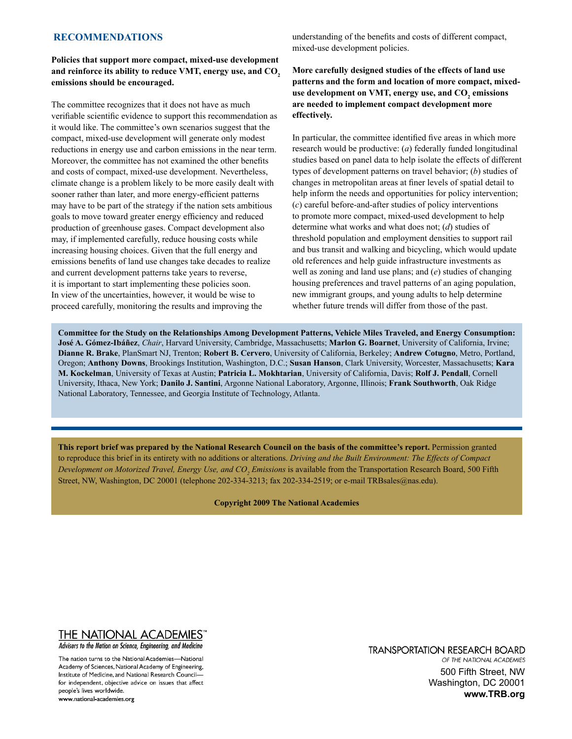## RECOMMENDATIONS

**Policies that support more compact, mixed-use development and reinforce its ability to reduce VMT, energy use, and $CO_2$ emissions should be encouraged.**

The committee recognizes that it does not have as much verifiable scientific evidence to support this recommendation as it would like. The committee's own scenarios suggest that the compact, mixed-use development will generate only modest reductions in energy use and carbon emissions in the near term. Moreover, the committee has not examined the other benefits and costs of compact, mixed-use development. Nevertheless, climate change is a problem likely to be more easily dealt with sooner rather than later, and more energy-efficient patterns may have to be part of the strategy if the nation sets ambitious goals to move toward greater energy efficiency and reduced production of greenhouse gases. Compact development also may, if implemented carefully, reduce housing costs while increasing housing choices. Given that the full energy and emissions benefits of land use changes take decades to realize and current development patterns take years to reverse, it is important to start implementing these policies soon. In view of the uncertainties, however, it would be wise to proceed carefully, monitoring the results and improving the understanding of the benefits and costs of different compact, mixed-use development policies.

**More carefully designed studies of the effects of land use patterns and the form and location of more compact, mixed-use development on VMT, energy use, and $CO_2$ emissions are needed to implement compact development more effectively.**

In particular, the committee identified five areas in which more research would be productive: (*a*) federally funded longitudinal studies based on panel data to help isolate the effects of different types of development patterns on travel behavior; (*b*) studies of changes in metropolitan areas at finer levels of spatial detail to help inform the needs and opportunities for policy intervention; (*c*) careful before-and-after studies of policy interventions to promote more compact, mixed-used development to help determine what works and what does not; (*d*) studies of threshold population and employment densities to support rail and bus transit and walking and bicycling, which would update old references and help guide infrastructure investments as well as zoning and land use plans; and (*e*) studies of changing housing preferences and travel patterns of an aging population, new immigrant groups, and young adults to help determine whether future trends will differ from those of the past.

**Committee for the Study on the Relationships Among Development Patterns, Vehicle Miles Traveled, and Energy Consumption: José A. Gómez-Ibáñez**, *Chair*, Harvard University, Cambridge, Massachusetts; **Marlon G. Boarnet**, University of California, Irvine; **Dianne R. Brake**, PlanSmart NJ, Trenton; **Robert B. Cervero**, University of California, Berkeley; **Andrew Cotugno**, Metro, Portland, Oregon; **Anthony Downs**, Brookings Institution, Washington, D.C.; **Susan Hanson**, Clark University, Worcester, Massachusetts; **Kara M. Kockelman**, University of Texas at Austin; **Patricia L. Mokhtarian**, University of California, Davis; **Rolf J. Pendall**, Cornell University, Ithaca, New York; **Danilo J. Santini**, Argonne National Laboratory, Argonne, Illinois; **Frank Southworth**, Oak Ridge National Laboratory, Tennessee, and Georgia Institute of Technology, Atlanta.

**This report brief was prepared by the National Research Council on the basis of the committee's report.** Permission granted to reproduce this brief in its entirety with no additions or alterations. *Driving and the Built Environment: The Effects of Compact Development on Motorized Travel, Energy Use, and $CO_2$ Emissions* is available from the Transportation Research Board, 500 Fifth Street, NW, Washington, DC 20001 (telephone 202-334-3213; fax 202-334-2519; or e-mail TRBsales@nas.edu).

**Copyright 2009 The National Academies**

THE NATIONAL ACADEMIES™

*Advisers to the Nation on Science, Engineering, and Medicine*

The nation turns to the National Academies—National Academy of Sciences, National Academy of Engineering, Institute of Medicine, and National Research Council—for independent, objective advice on issues that affect people's lives worldwide.
www.national-academies.org

TRANSPORTATION RESEARCH BOARD
*OF THE NATIONAL ACADEMIES*
500 Fifth Street, NW
Washington, DC 20001
**www.TRB.org**